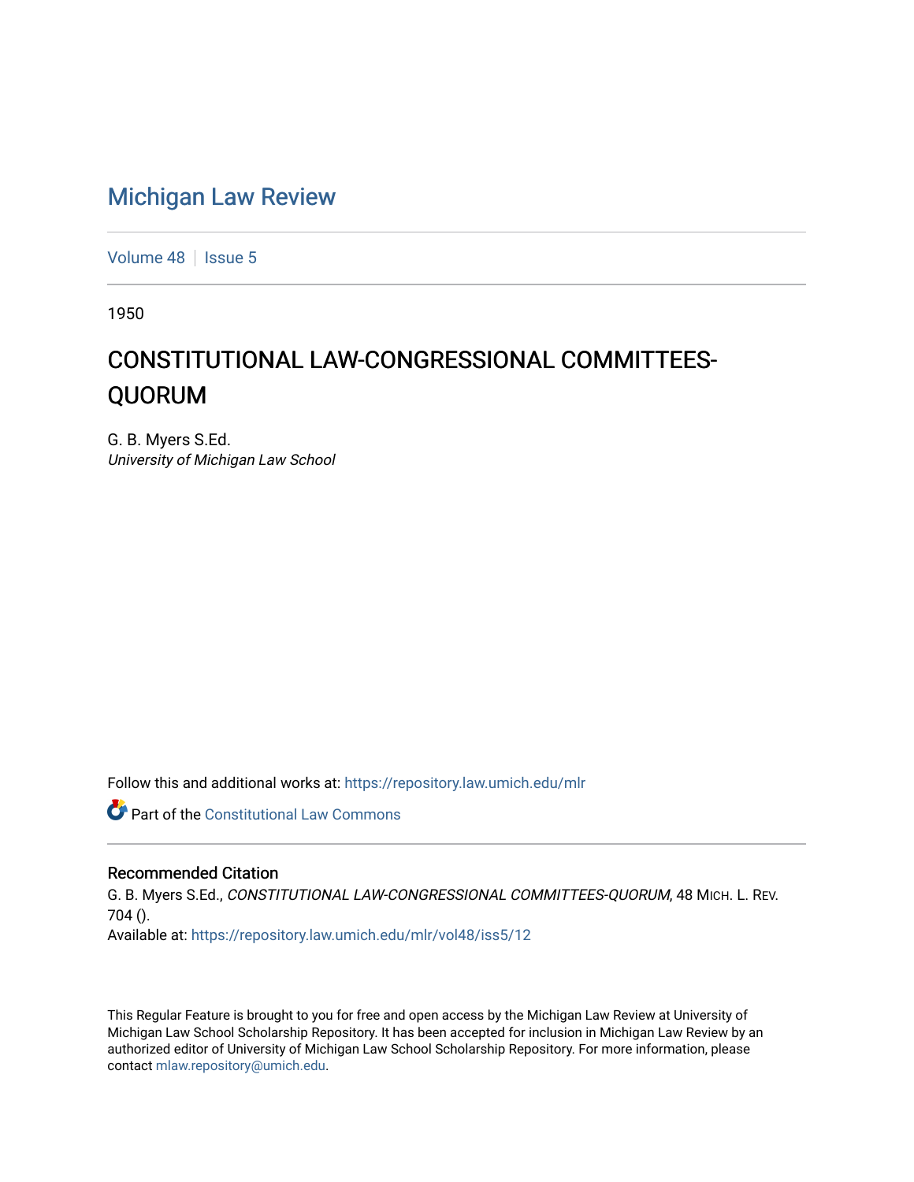# Michigan Law Review

Volume 48 | Issue 5

1950

## CONSTITUTIONAL LAW-CONGRESSIONAL COMMITTEES-QUORUM

G. B. Myers S.Ed.
*University of Michigan Law School*

Follow this and additional works at: https://repository.law.umich.edu/mlr

Part of the Constitutional Law Commons

### Recommended Citation

G. B. Myers S.Ed., *CONSTITUTIONAL LAW-CONGRESSIONAL COMMITTEES-QUORUM*, 48 MICH. L. REV. 704 ().
Available at: https://repository.law.umich.edu/mlr/vol48/iss5/12

This Regular Feature is brought to you for free and open access by the Michigan Law Review at University of Michigan Law School Scholarship Repository. It has been accepted for inclusion in Michigan Law Review by an authorized editor of University of Michigan Law School Scholarship Repository. For more information, please contact mlaw.repository@umich.edu.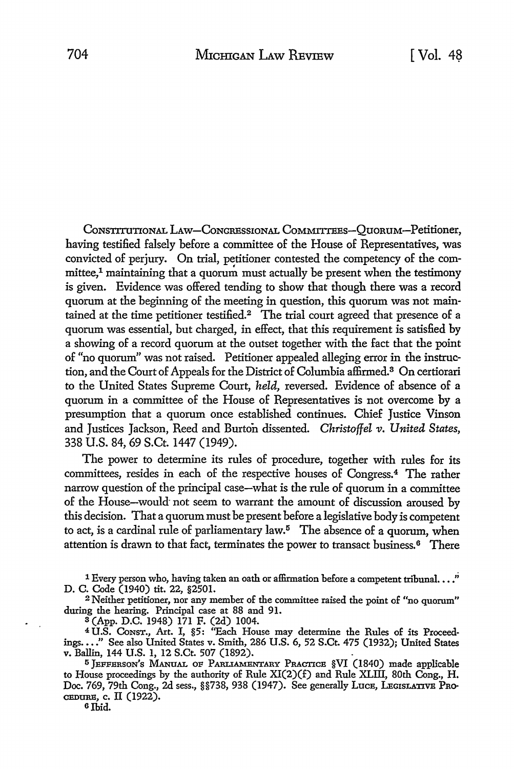CONSTITUTIONAL LAW—CONGRESSIONAL COMMITTEES—QUORUM—Petitioner, having testified falsely before a committee of the House of Representatives, was convicted of perjury. On trial, petitioner contested the competency of the committee,[1] maintaining that a quorum must actually be present when the testimony is given. Evidence was offered tending to show that though there was a record quorum at the beginning of the meeting in question, this quorum was not maintained at the time petitioner testified.[2] The trial court agreed that presence of a quorum was essential, but charged, in effect, that this requirement is satisfied by a showing of a record quorum at the outset together with the fact that the point of "no quorum" was not raised. Petitioner appealed alleging error in the instruction, and the Court of Appeals for the District of Columbia affirmed.[3] On certiorari to the United States Supreme Court, *held,* reversed. Evidence of absence of a quorum in a committee of the House of Representatives is not overcome by a presumption that a quorum once established continues. Chief Justice Vinson and Justices Jackson, Reed and Burton dissented. *Christoffel v. United States,* 338 U.S. 84, 69 S.Ct. 1447 (1949).

The power to determine its rules of procedure, together with rules for its committees, resides in each of the respective houses of Congress.[4] The rather narrow question of the principal case—what is the rule of quorum in a committee of the House—would not seem to warrant the amount of discussion aroused by this decision. That a quorum must be present before a legislative body is competent to act, is a cardinal rule of parliamentary law.[5] The absence of a quorum, when attention is drawn to that fact, terminates the power to transact business.[6] There

---

[1] Every person who, having taken an oath or affirmation before a competent tribunal. . . ." D. C. Code (1940) tit. 22, §2501.

[2] Neither petitioner, nor any member of the committee raised the point of "no quorum" during the hearing. Principal case at 88 and 91.

[3] (App. D.C. 1948) 171 F. (2d) 1004.

[4] U.S. CONST., Art. I, §5: "Each House may determine the Rules of its Proceedings. . . ." See also United States v. Smith, 286 U.S. 6, 52 S.Ct. 475 (1932); United States v. Ballin, 144 U.S. 1, 12 S.Ct. 507 (1892).

[5] JEFFERSON'S MANUAL OF PARLIAMENTARY PRACTICE §VI (1840) made applicable to House proceedings by the authority of Rule XI(2)(f) and Rule XLIII, 80th Cong., H. Doc. 769, 79th Cong., 2d sess., §§738, 938 (1947). See generally LUCE, LEGISLATIVE PROCEDURE, c. II (1922).

[6] Ibid.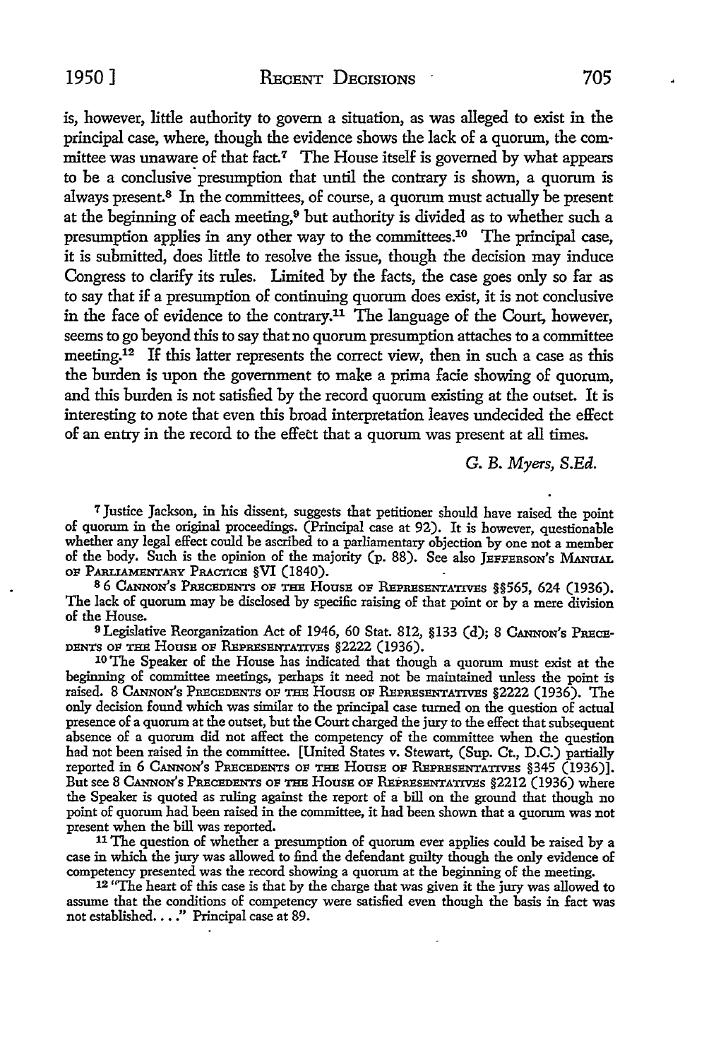is, however, little authority to govern a situation, as was alleged to exist in the principal case, where, though the evidence shows the lack of a quorum, the committee was unaware of that fact.[7] The House itself is governed by what appears to be a conclusive presumption that until the contrary is shown, a quorum is always present.[8] In the committees, of course, a quorum must actually be present at the beginning of each meeting,[9] but authority is divided as to whether such a presumption applies in any other way to the committees.[10] The principal case, it is submitted, does little to resolve the issue, though the decision may induce Congress to clarify its rules. Limited by the facts, the case goes only so far as to say that if a presumption of continuing quorum does exist, it is not conclusive in the face of evidence to the contrary.[11] The language of the Court, however, seems to go beyond this to say that no quorum presumption attaches to a committee meeting.[12] If this latter represents the correct view, then in such a case as this the burden is upon the government to make a prima facie showing of quorum, and this burden is not satisfied by the record quorum existing at the outset. It is interesting to note that even this broad interpretation leaves undecided the effect of an entry in the record to the effect that a quorum was present at all times.

*G. B. Myers, S.Ed.*

[7] Justice Jackson, in his dissent, suggests that petitioner should have raised the point of quorum in the original proceedings. (Principal case at 92). It is however, questionable whether any legal effect could be ascribed to a parliamentary objection by one not a member of the body. Such is the opinion of the majority (p. 88). See also JEFFERSON'S MANUAL OF PARLIAMENTARY PRACTICE §VI (1840).

[8] 6 CANNON'S PRECEDENTS OF THE HOUSE OF REPRESENTATIVES §§565, 624 (1936). The lack of quorum may be disclosed by specific raising of that point or by a mere division of the House.

[9] Legislative Reorganization Act of 1946, 60 Stat. 812, §133 (d); 8 CANNON'S PRECEDENTS OF THE HOUSE OF REPRESENTATIVES §2222 (1936).

[10] The Speaker of the House has indicated that though a quorum must exist at the beginning of committee meetings, perhaps it need not be maintained unless the point is raised. 8 CANNON'S PRECEDENTS OF THE HOUSE OF REPRESENTATIVES §2222 (1936). The only decision found which was similar to the principal case turned on the question of actual presence of a quorum at the outset, but the Court charged the jury to the effect that subsequent absence of a quorum did not affect the competency of the committee when the question had not been raised in the committee. [United States v. Stewart, (Sup. Ct., D.C.) partially reported in 6 CANNON'S PRECEDENTS OF THE HOUSE OF REPRESENTATIVES §345 (1936)]. But see 8 CANNON'S PRECEDENTS OF THE HOUSE OF REPRESENTATIVES §2212 (1936) where the Speaker is quoted as ruling against the report of a bill on the ground that though no point of quorum had been raised in the committee, it had been shown that a quorum was not present when the bill was reported.

[11] The question of whether a presumption of quorum ever applies could be raised by a case in which the jury was allowed to find the defendant guilty though the only evidence of competency presented was the record showing a quorum at the beginning of the meeting.

[12] "The heart of this case is that by the charge that was given it the jury was allowed to assume that the conditions of competency were satisfied even though the basis in fact was not established. . . ." Principal case at 89.